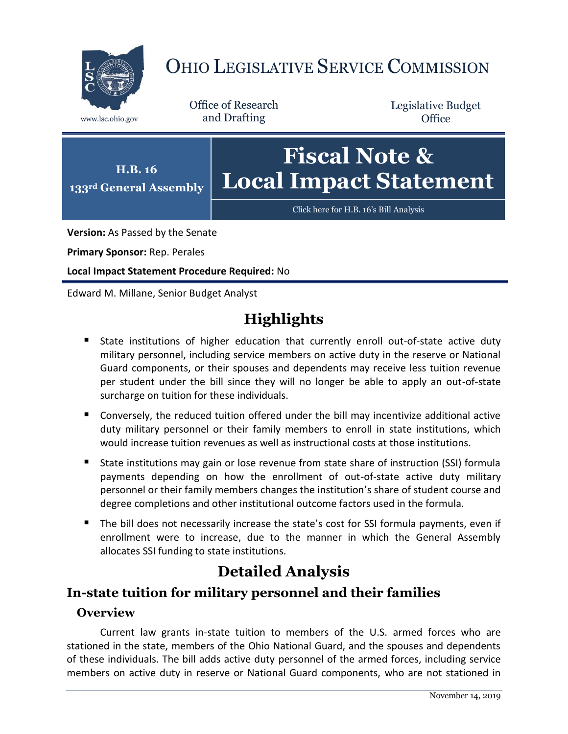# OHIO LEGISLATIVE SERVICE COMMISSION

www.lsc.ohio.gov

Office of Research and Drafting

Legislative Budget Office

**H.B. 16**
**133rd General Assembly**

# Fiscal Note & Local Impact Statement

Click here for H.B. 16's Bill Analysis

**Version:** As Passed by the Senate

**Primary Sponsor:** Rep. Perales

**Local Impact Statement Procedure Required:** No

Edward M. Millane, Senior Budget Analyst

## Highlights

- State institutions of higher education that currently enroll out-of-state active duty military personnel, including service members on active duty in the reserve or National Guard components, or their spouses and dependents may receive less tuition revenue per student under the bill since they will no longer be able to apply an out-of-state surcharge on tuition for these individuals.
- Conversely, the reduced tuition offered under the bill may incentivize additional active duty military personnel or their family members to enroll in state institutions, which would increase tuition revenues as well as instructional costs at those institutions.
- State institutions may gain or lose revenue from state share of instruction (SSI) formula payments depending on how the enrollment of out-of-state active duty military personnel or their family members changes the institution's share of student course and degree completions and other institutional outcome factors used in the formula.
- The bill does not necessarily increase the state's cost for SSI formula payments, even if enrollment were to increase, due to the manner in which the General Assembly allocates SSI funding to state institutions.

## Detailed Analysis

## In-state tuition for military personnel and their families

### Overview

Current law grants in-state tuition to members of the U.S. armed forces who are stationed in the state, members of the Ohio National Guard, and the spouses and dependents of these individuals. The bill adds active duty personnel of the armed forces, including service members on active duty in reserve or National Guard components, who are not stationed in

November 14, 2019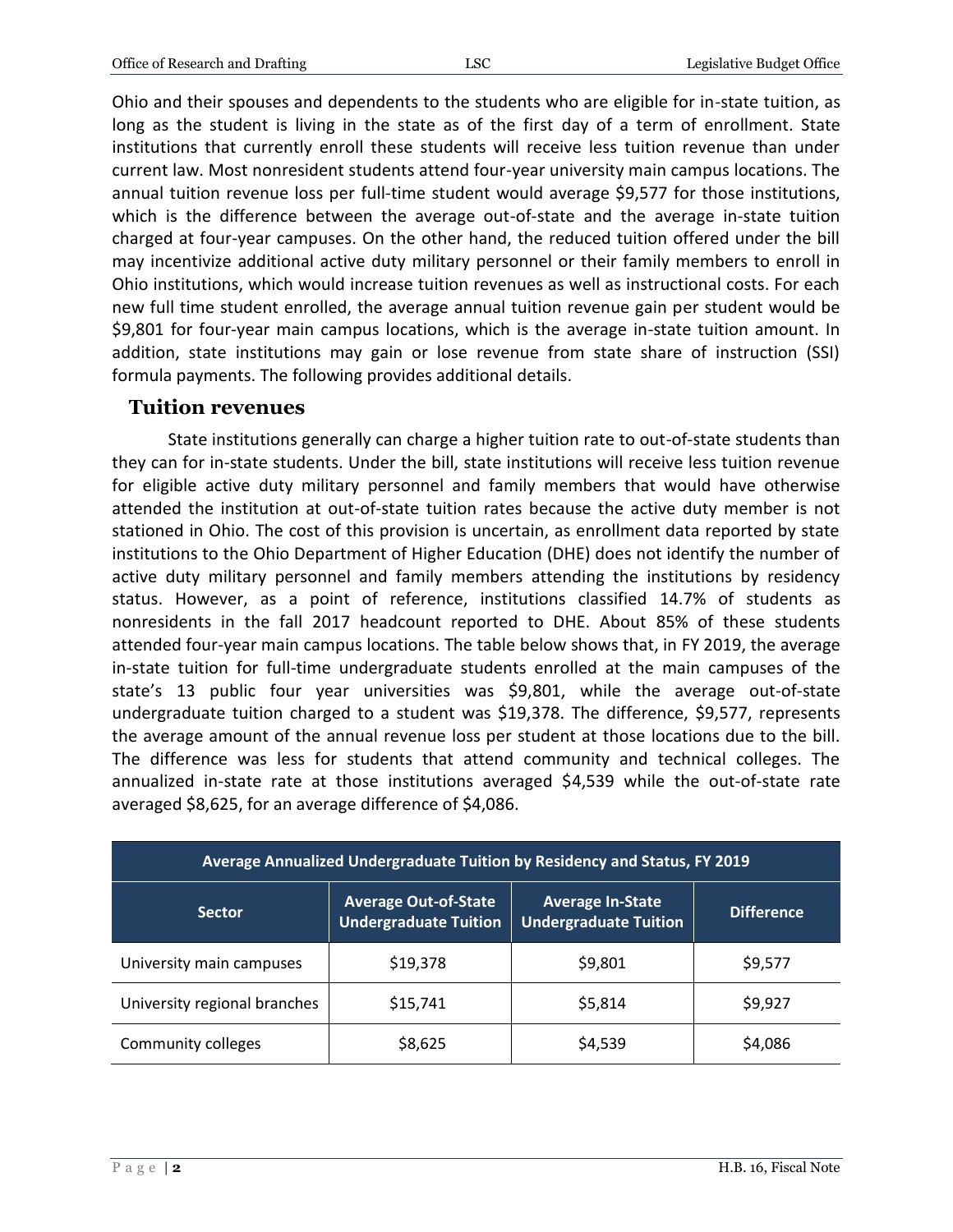Ohio and their spouses and dependents to the students who are eligible for in-state tuition, as long as the student is living in the state as of the first day of a term of enrollment. State institutions that currently enroll these students will receive less tuition revenue than under current law. Most nonresident students attend four-year university main campus locations. The annual tuition revenue loss per full-time student would average $9,577 for those institutions, which is the difference between the average out-of-state and the average in-state tuition charged at four-year campuses. On the other hand, the reduced tuition offered under the bill may incentivize additional active duty military personnel or their family members to enroll in Ohio institutions, which would increase tuition revenues as well as instructional costs. For each new full time student enrolled, the average annual tuition revenue gain per student would be $9,801 for four-year main campus locations, which is the average in-state tuition amount. In addition, state institutions may gain or lose revenue from state share of instruction (SSI) formula payments. The following provides additional details.

## Tuition revenues

State institutions generally can charge a higher tuition rate to out-of-state students than they can for in-state students. Under the bill, state institutions will receive less tuition revenue for eligible active duty military personnel and family members that would have otherwise attended the institution at out-of-state tuition rates because the active duty member is not stationed in Ohio. The cost of this provision is uncertain, as enrollment data reported by state institutions to the Ohio Department of Higher Education (DHE) does not identify the number of active duty military personnel and family members attending the institutions by residency status. However, as a point of reference, institutions classified 14.7% of students as nonresidents in the fall 2017 headcount reported to DHE. About 85% of these students attended four-year main campus locations. The table below shows that, in FY 2019, the average in-state tuition for full-time undergraduate students enrolled at the main campuses of the state's 13 public four year universities was $9,801, while the average out-of-state undergraduate tuition charged to a student was $19,378. The difference, $9,577, represents the average amount of the annual revenue loss per student at those locations due to the bill. The difference was less for students that attend community and technical colleges. The annualized in-state rate at those institutions averaged $4,539 while the out-of-state rate averaged $8,625, for an average difference of $4,086.

**Average Annualized Undergraduate Tuition by Residency and Status, FY 2019**

| Sector | Average Out-of-State Undergraduate Tuition | Average In-State Undergraduate Tuition | Difference |
|---|---|---|---|
| University main campuses | $19,378 | $9,801 | $9,577 |
| University regional branches | $15,741 | $5,814 | $9,927 |
| Community colleges | $8,625 | $4,539 | $4,086 |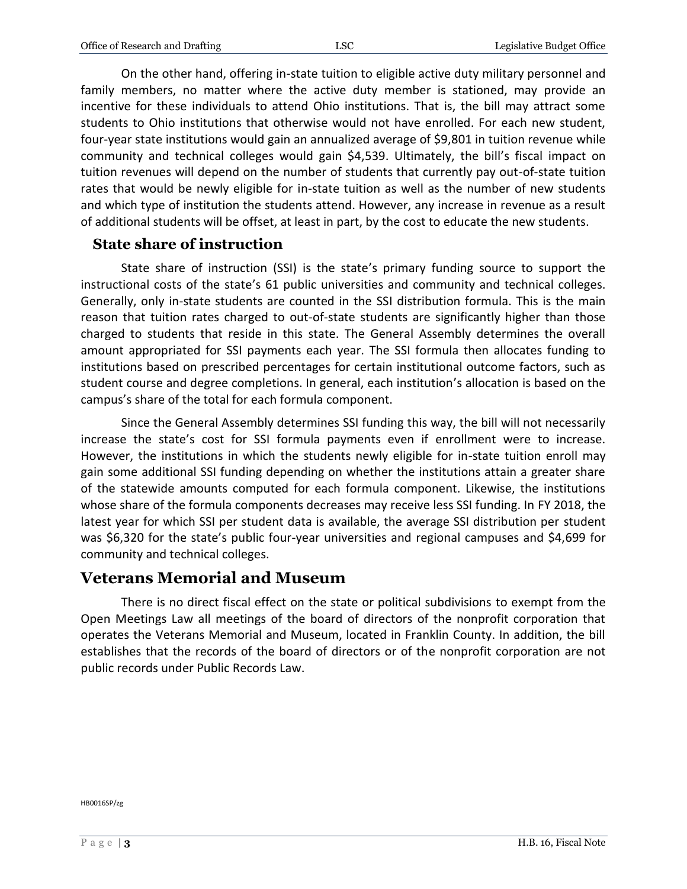On the other hand, offering in-state tuition to eligible active duty military personnel and family members, no matter where the active duty member is stationed, may provide an incentive for these individuals to attend Ohio institutions. That is, the bill may attract some students to Ohio institutions that otherwise would not have enrolled. For each new student, four-year state institutions would gain an annualized average of $9,801 in tuition revenue while community and technical colleges would gain $4,539. Ultimately, the bill's fiscal impact on tuition revenues will depend on the number of students that currently pay out-of-state tuition rates that would be newly eligible for in-state tuition as well as the number of new students and which type of institution the students attend. However, any increase in revenue as a result of additional students will be offset, at least in part, by the cost to educate the new students.

### State share of instruction

State share of instruction (SSI) is the state's primary funding source to support the instructional costs of the state's 61 public universities and community and technical colleges. Generally, only in-state students are counted in the SSI distribution formula. This is the main reason that tuition rates charged to out-of-state students are significantly higher than those charged to students that reside in this state. The General Assembly determines the overall amount appropriated for SSI payments each year. The SSI formula then allocates funding to institutions based on prescribed percentages for certain institutional outcome factors, such as student course and degree completions. In general, each institution's allocation is based on the campus's share of the total for each formula component.

Since the General Assembly determines SSI funding this way, the bill will not necessarily increase the state's cost for SSI formula payments even if enrollment were to increase. However, the institutions in which the students newly eligible for in-state tuition enroll may gain some additional SSI funding depending on whether the institutions attain a greater share of the statewide amounts computed for each formula component. Likewise, the institutions whose share of the formula components decreases may receive less SSI funding. In FY 2018, the latest year for which SSI per student data is available, the average SSI distribution per student was $6,320 for the state's public four-year universities and regional campuses and $4,699 for community and technical colleges.

## Veterans Memorial and Museum

There is no direct fiscal effect on the state or political subdivisions to exempt from the Open Meetings Law all meetings of the board of directors of the nonprofit corporation that operates the Veterans Memorial and Museum, located in Franklin County. In addition, the bill establishes that the records of the board of directors or of the nonprofit corporation are not public records under Public Records Law.

HB0016SP/zg